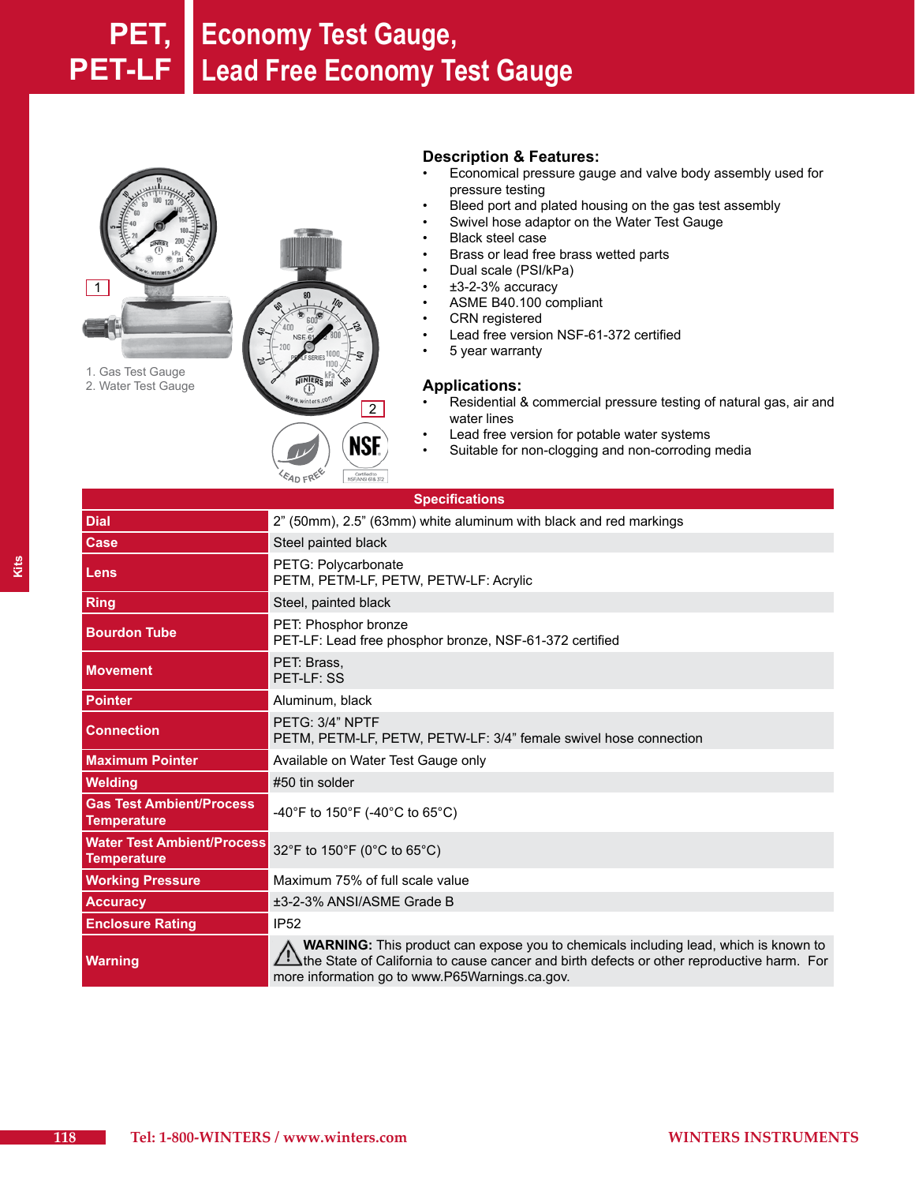# PET, PET-LF Economy Test Gauge, Lead Free Economy Test Gauge

1. Gas Test Gauge
2. Water Test Gauge

## Description & Features:

- Economical pressure gauge and valve body assembly used for pressure testing
- Bleed port and plated housing on the gas test assembly
- Swivel hose adaptor on the Water Test Gauge
- Black steel case
- Brass or lead free brass wetted parts
- Dual scale (PSI/kPa)
- ±3-2-3% accuracy
- ASME B40.100 compliant
- CRN registered
- Lead free version NSF-61-372 certified
- 5 year warranty

## Applications:

- Residential & commercial pressure testing of natural gas, air and water lines
- Lead free version for potable water systems
- Suitable for non-clogging and non-corroding media

| Specifications | |
|---|---|
| **Dial** | 2” (50mm), 2.5” (63mm) white aluminum with black and red markings |
| **Case** | Steel painted black |
| **Lens** | PETG: Polycarbonate<br>PETM, PETM-LF, PETW, PETW-LF: Acrylic |
| **Ring** | Steel, painted black |
| **Bourdon Tube** | PET: Phosphor bronze<br>PET-LF: Lead free phosphor bronze, NSF-61-372 certified |
| **Movement** | PET: Brass,<br>PET-LF: SS |
| **Pointer** | Aluminum, black |
| **Connection** | PETG: 3/4” NPTF<br>PETM, PETM-LF, PETW, PETW-LF: 3/4” female swivel hose connection |
| **Maximum Pointer** | Available on Water Test Gauge only |
| **Welding** | #50 tin solder |
| **Gas Test Ambient/Process Temperature** | -40°F to 150°F (-40°C to 65°C) |
| **Water Test Ambient/Process Temperature** | 32°F to 150°F (0°C to 65°C) |
| **Working Pressure** | Maximum 75% of full scale value |
| **Accuracy** | ±3-2-3% ANSI/ASME Grade B |
| **Enclosure Rating** | IP52 |
| **Warning** | ⚠ **WARNING:** This product can expose you to chemicals including lead, which is known to the State of California to cause cancer and birth defects or other reproductive harm. For more information go to www.P65Warnings.ca.gov. |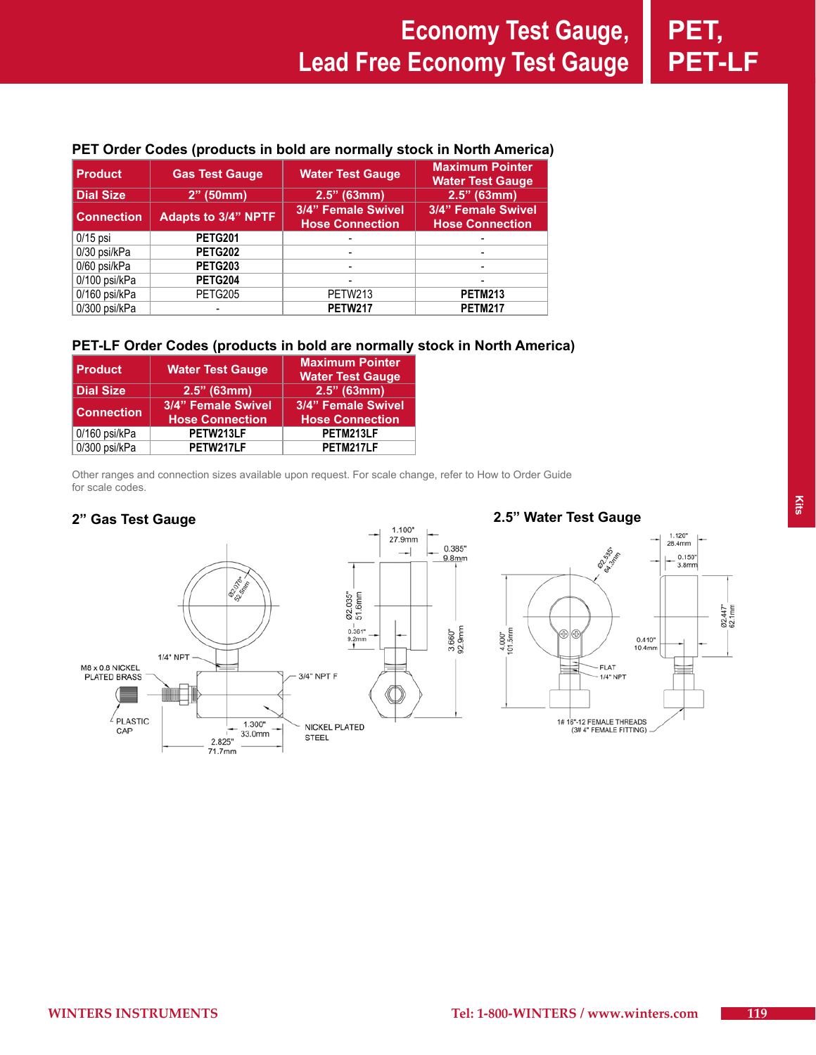# Economy Test Gauge, Lead Free Economy Test Gauge

# PET, PET-LF

## PET Order Codes (products in bold are normally stock in North America)

| Product | Gas Test Gauge | Water Test Gauge | Maximum Pointer Water Test Gauge |
|---|---|---|---|
| Dial Size | 2" (50mm) | 2.5" (63mm) | 2.5" (63mm) |
| Connection | Adapts to 3/4" NPTF | 3/4" Female Swivel Hose Connection | 3/4" Female Swivel Hose Connection |
| 0/15 psi | **PETG201** | - | - |
| 0/30 psi/kPa | **PETG202** | - | - |
| 0/60 psi/kPa | **PETG203** | - | - |
| 0/100 psi/kPa | **PETG204** | - | - |
| 0/160 psi/kPa | PETG205 | PETW213 | **PETM213** |
| 0/300 psi/kPa | - | **PETW217** | **PETM217** |

## PET-LF Order Codes (products in bold are normally stock in North America)

| Product | Water Test Gauge | Maximum Pointer Water Test Gauge |
|---|---|---|
| Dial Size | 2.5" (63mm) | 2.5" (63mm) |
| Connection | 3/4" Female Swivel Hose Connection | 3/4" Female Swivel Hose Connection |
| 0/160 psi/kPa | **PETW213LF** | **PETM213LF** |
| 0/300 psi/kPa | **PETW217LF** | **PETM217LF** |

Other ranges and connection sizes available upon request. For scale change, refer to How to Order Guide for scale codes.

### 2" Gas Test Gauge

Ø2.070"
52.6mm
1/4" NPT
M8 x 0.8 NICKEL PLATED BRASS
PLASTIC CAP
3/4" NPT F
1.300"
33.0mm
2.825"
71.7mm
NICKEL PLATED STEEL
1.100"
27.9mm
0.385"
9.8mm
Ø2.035"
51.6mm
0.361"
9.2mm
3.660"
92.9mm

### 2.5" Water Test Gauge

Ø2.535"
64.3mm
1.120"
28.4mm
0.150"
3.8mm
Ø2.447"
62.1mm
4.000"
101.5mm
0.410"
10.4mm
FLAT
1/4" NPT
1# 16"-12 FEMALE THREADS
(3# 4" FEMALE FITTING)

Kits